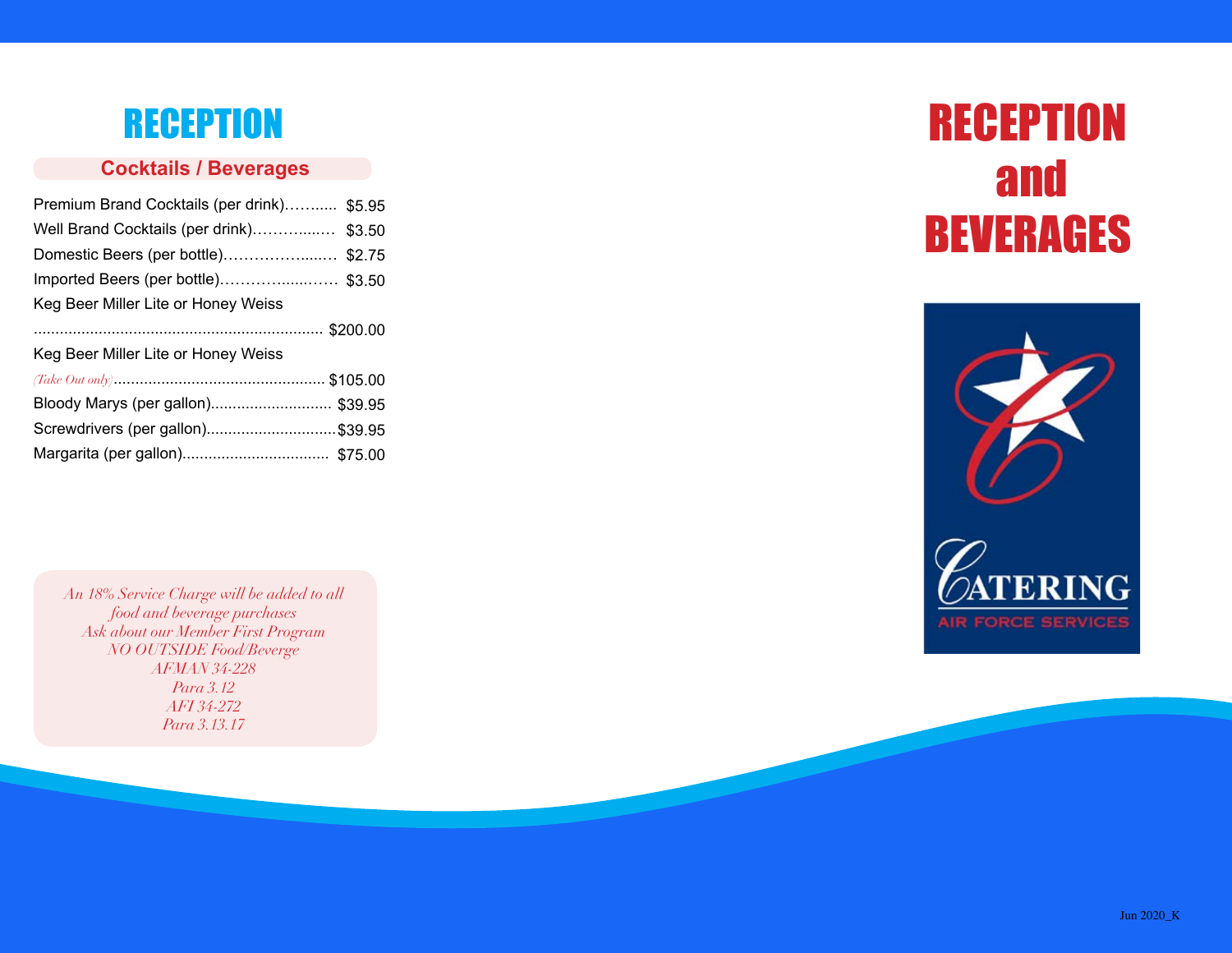# RECEPTION

## Cocktails / Beverages

| Item | Price |
|---|---|
| Premium Brand Cocktails (per drink) | $5.95 |
| Well Brand Cocktails (per drink) | $3.50 |
| Domestic Beers (per bottle) | $2.75 |
| Imported Beers (per bottle) | $3.50 |
| Keg Beer Miller Lite or Honey Weiss | $200.00 |
| Keg Beer Miller Lite or Honey Weiss *(Take Out only)* | $105.00 |
| Bloody Marys (per gallon) | $39.95 |
| Screwdrivers (per gallon) | $39.95 |
| Margarita (per gallon) | $75.00 |

*An 18% Service Charge will be added to all food and beverage purchases*
*Ask about our Member First Program*
*NO OUTSIDE Food/Beverge*
*AFMAN 34-228*
*Para 3.12*
*AFI 34-272*
*Para 3.13.17*

# RECEPTION and BEVERAGES

CATERING
AIR FORCE SERVICES

Jun 2020_K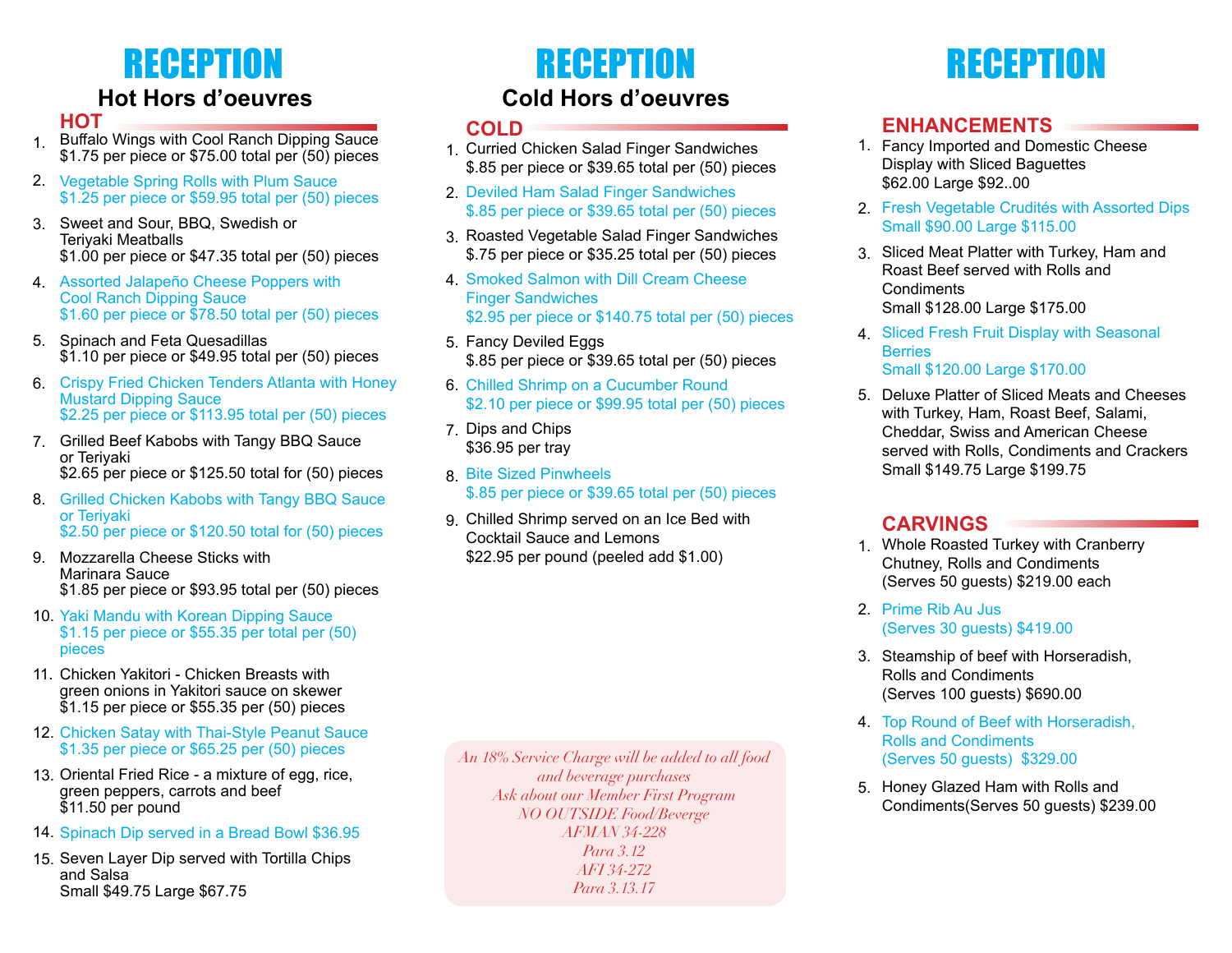# RECEPTION

## Hot Hors d'oeuvres

### HOT

1. Buffalo Wings with Cool Ranch Dipping Sauce
   $1.75 per piece or $75.00 total per (50) pieces
2. Vegetable Spring Rolls with Plum Sauce
   $1.25 per piece or $59.95 total per (50) pieces
3. Sweet and Sour, BBQ, Swedish or Teriyaki Meatballs
   $1.00 per piece or $47.35 total per (50) pieces
4. Assorted Jalapeño Cheese Poppers with Cool Ranch Dipping Sauce
   $1.60 per piece or $78.50 total per (50) pieces
5. Spinach and Feta Quesadillas
   $1.10 per piece or $49.95 total per (50) pieces
6. Crispy Fried Chicken Tenders Atlanta with Honey Mustard Dipping Sauce
   $2.25 per piece or $113.95 total per (50) pieces
7. Grilled Beef Kabobs with Tangy BBQ Sauce or Teriyaki
   $2.65 per piece or $125.50 total for (50) pieces
8. Grilled Chicken Kabobs with Tangy BBQ Sauce or Teriyaki
   $2.50 per piece or $120.50 total for (50) pieces
9. Mozzarella Cheese Sticks with Marinara Sauce
   $1.85 per piece or $93.95 total per (50) pieces
10. Yaki Mandu with Korean Dipping Sauce
    $1.15 per piece or $55.35 per total per (50) pieces
11. Chicken Yakitori - Chicken Breasts with green onions in Yakitori sauce on skewer
    $1.15 per piece or $55.35 per (50) pieces
12. Chicken Satay with Thai-Style Peanut Sauce
    $1.35 per piece or $65.25 per (50) pieces
13. Oriental Fried Rice - a mixture of egg, rice, green peppers, carrots and beef
    $11.50 per pound
14. Spinach Dip served in a Bread Bowl $36.95
15. Seven Layer Dip served with Tortilla Chips and Salsa
    Small $49.75 Large $67.75

# RECEPTION

## Cold Hors d'oeuvres

### COLD

1. Curried Chicken Salad Finger Sandwiches
   $.85 per piece or $39.65 total per (50) pieces
2. Deviled Ham Salad Finger Sandwiches
   $.85 per piece or $39.65 total per (50) pieces
3. Roasted Vegetable Salad Finger Sandwiches
   $.75 per piece or $35.25 total per (50) pieces
4. Smoked Salmon with Dill Cream Cheese Finger Sandwiches
   $2.95 per piece or $140.75 total per (50) pieces
5. Fancy Deviled Eggs
   $.85 per piece or $39.65 total per (50) pieces
6. Chilled Shrimp on a Cucumber Round
   $2.10 per piece or $99.95 total per (50) pieces
7. Dips and Chips
   $36.95 per tray
8. Bite Sized Pinwheels
   $.85 per piece or $39.65 total per (50) pieces
9. Chilled Shrimp served on an Ice Bed with Cocktail Sauce and Lemons
   $22.95 per pound (peeled add $1.00)

*An 18% Service Charge will be added to all food and beverage purchases*
*Ask about our Member First Program*
*NO OUTSIDE Food/Beverge*
*AFMAN 34-228*
*Para 3.12*
*AFI 34-272*
*Para 3.13.17*

# RECEPTION

### ENHANCEMENTS

1. Fancy Imported and Domestic Cheese Display with Sliced Baguettes
   $62.00 Large $92..00
2. Fresh Vegetable Crudités with Assorted Dips
   Small $90.00 Large $115.00
3. Sliced Meat Platter with Turkey, Ham and Roast Beef served with Rolls and Condiments
   Small $128.00 Large $175.00
4. Sliced Fresh Fruit Display with Seasonal Berries
   Small $120.00 Large $170.00
5. Deluxe Platter of Sliced Meats and Cheeses with Turkey, Ham, Roast Beef, Salami, Cheddar, Swiss and American Cheese served with Rolls, Condiments and Crackers
   Small $149.75 Large $199.75

### CARVINGS

1. Whole Roasted Turkey with Cranberry Chutney, Rolls and Condiments
   (Serves 50 guests) $219.00 each
2. Prime Rib Au Jus
   (Serves 30 guests) $419.00
3. Steamship of beef with Horseradish, Rolls and Condiments
   (Serves 100 guests) $690.00
4. Top Round of Beef with Horseradish, Rolls and Condiments
   (Serves 50 guests) $329.00
5. Honey Glazed Ham with Rolls and Condiments(Serves 50 guests) $239.00